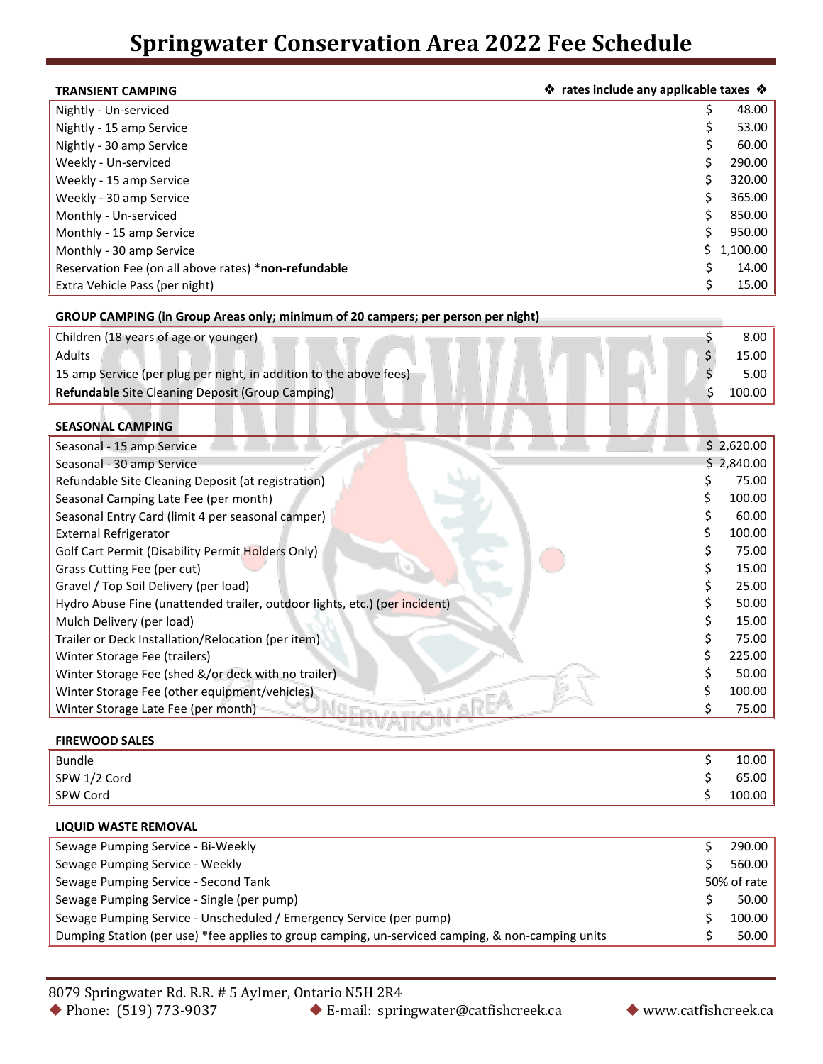# Springwater Conservation Area 2022 Fee Schedule

**TRANSIENT CAMPING** ❖ **rates include any applicable taxes** ❖

| Item | Fee |
|---|---|
| Nightly - Un-serviced | $ 48.00 |
| Nightly - 15 amp Service | $ 53.00 |
| Nightly - 30 amp Service | $ 60.00 |
| Weekly - Un-serviced | $ 290.00 |
| Weekly - 15 amp Service | $ 320.00 |
| Weekly - 30 amp Service | $ 365.00 |
| Monthly - Un-serviced | $ 850.00 |
| Monthly - 15 amp Service | $ 950.00 |
| Monthly - 30 amp Service | $ 1,100.00 |
| Reservation Fee (on all above rates) ***non-refundable** | $ 14.00 |
| Extra Vehicle Pass (per night) | $ 15.00 |

**GROUP CAMPING (in Group Areas only; minimum of 20 campers; per person per night)**

| Item | Fee |
|---|---|
| Children (18 years of age or younger) | $ 8.00 |
| Adults | $ 15.00 |
| 15 amp Service (per plug per night, in addition to the above fees) | $ 5.00 |
| **Refundable** Site Cleaning Deposit (Group Camping) | $ 100.00 |

**SEASONAL CAMPING**

| Item | Fee |
|---|---|
| Seasonal - 15 amp Service | $ 2,620.00 |
| Seasonal - 30 amp Service | $ 2,840.00 |
| Refundable Site Cleaning Deposit (at registration) | $ 75.00 |
| Seasonal Camping Late Fee (per month) | $ 100.00 |
| Seasonal Entry Card (limit 4 per seasonal camper) | $ 60.00 |
| External Refrigerator | $ 100.00 |
| Golf Cart Permit (Disability Permit Holders Only) | $ 75.00 |
| Grass Cutting Fee (per cut) | $ 15.00 |
| Gravel / Top Soil Delivery (per load) | $ 25.00 |
| Hydro Abuse Fine (unattended trailer, outdoor lights, etc.) (per incident) | $ 50.00 |
| Mulch Delivery (per load) | $ 15.00 |
| Trailer or Deck Installation/Relocation (per item) | $ 75.00 |
| Winter Storage Fee (trailers) | $ 225.00 |
| Winter Storage Fee (shed &/or deck with no trailer) | $ 50.00 |
| Winter Storage Fee (other equipment/vehicles) | $ 100.00 |
| Winter Storage Late Fee (per month) | $ 75.00 |

**FIREWOOD SALES**

| Item | Fee |
|---|---|
| Bundle | $ 10.00 |
| SPW 1/2 Cord | $ 65.00 |
| SPW Cord | $ 100.00 |

**LIQUID WASTE REMOVAL**

| Item | Fee |
|---|---|
| Sewage Pumping Service - Bi-Weekly | $ 290.00 |
| Sewage Pumping Service - Weekly | $ 560.00 |
| Sewage Pumping Service - Second Tank | 50% of rate |
| Sewage Pumping Service - Single (per pump) | $ 50.00 |
| Sewage Pumping Service - Unscheduled / Emergency Service (per pump) | $ 100.00 |
| Dumping Station (per use) *fee applies to group camping, un-serviced camping, & non-camping units | $ 50.00 |

8079 Springwater Rd. R.R. # 5 Aylmer, Ontario N5H 2R4

◆ Phone: (519) 773-9037 ◆ E-mail: springwater@catfishcreek.ca ◆ www.catfishcreek.ca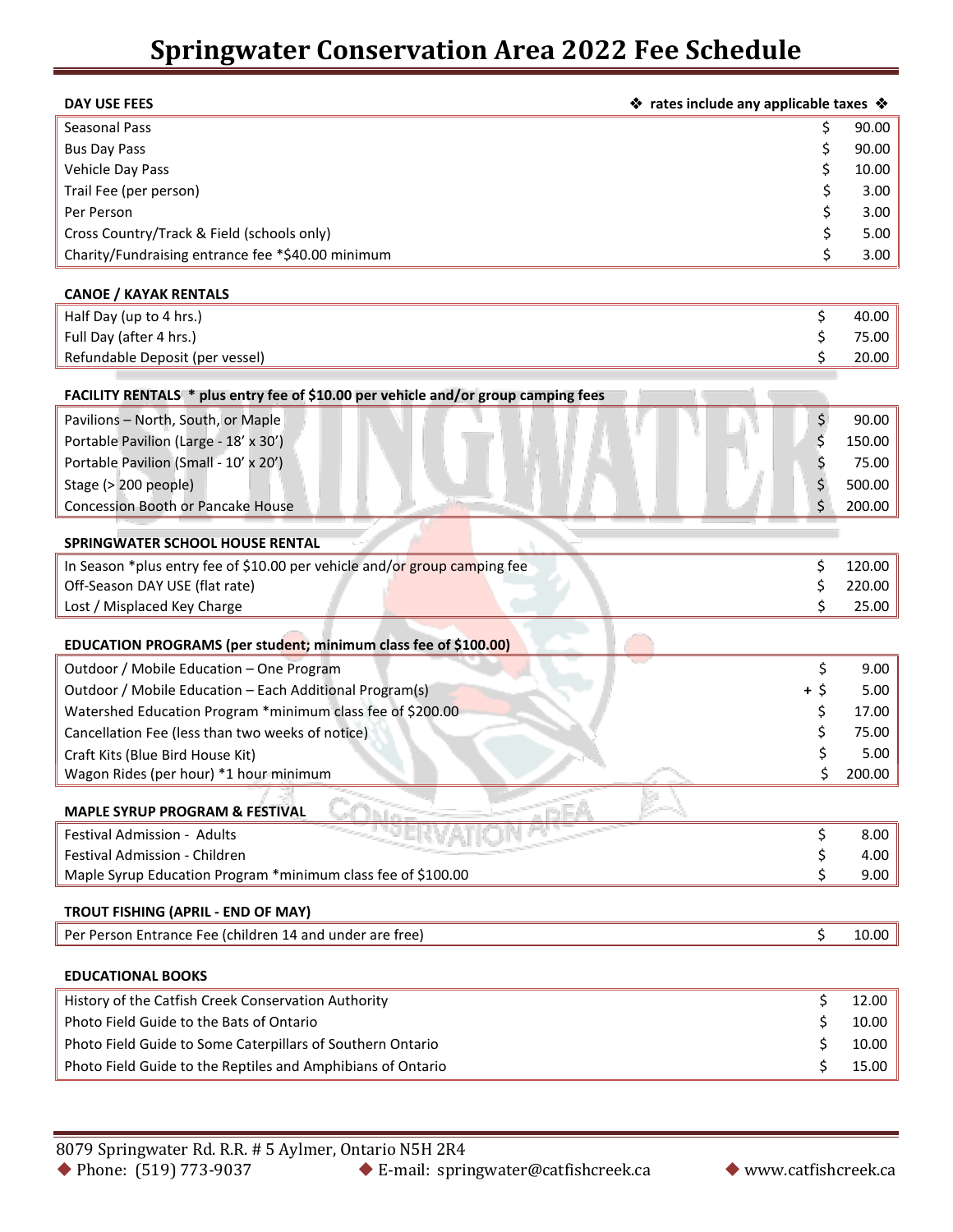# Springwater Conservation Area 2022 Fee Schedule

| DAY USE FEES | ❖ rates include any applicable taxes ❖ |
|---|---|
| Seasonal Pass | $ 90.00 |
| Bus Day Pass | $ 90.00 |
| Vehicle Day Pass | $ 10.00 |
| Trail Fee (per person) | $ 3.00 |
| Per Person | $ 3.00 |
| Cross Country/Track & Field (schools only) | $ 5.00 |
| Charity/Fundraising entrance fee *$40.00 minimum | $ 3.00 |

**CANOE / KAYAK RENTALS**

| | |
|---|---|
| Half Day (up to 4 hrs.) | $ 40.00 |
| Full Day (after 4 hrs.) | $ 75.00 |
| Refundable Deposit (per vessel) | $ 20.00 |

**FACILITY RENTALS * plus entry fee of $10.00 per vehicle and/or group camping fees**

| | |
|---|---|
| Pavilions – North, South, or Maple | $ 90.00 |
| Portable Pavilion (Large - 18' x 30') | $ 150.00 |
| Portable Pavilion (Small - 10' x 20') | $ 75.00 |
| Stage (> 200 people) | $ 500.00 |
| Concession Booth or Pancake House | $ 200.00 |

**SPRINGWATER SCHOOL HOUSE RENTAL**

| | |
|---|---|
| In Season *plus entry fee of $10.00 per vehicle and/or group camping fee | $ 120.00 |
| Off-Season DAY USE (flat rate) | $ 220.00 |
| Lost / Misplaced Key Charge | $ 25.00 |

**EDUCATION PROGRAMS (per student; minimum class fee of $100.00)**

| | |
|---|---|
| Outdoor / Mobile Education – One Program | $ 9.00 |
| Outdoor / Mobile Education – Each Additional Program(s) | + $ 5.00 |
| Watershed Education Program *minimum class fee of $200.00 | $ 17.00 |
| Cancellation Fee (less than two weeks of notice) | $ 75.00 |
| Craft Kits (Blue Bird House Kit) | $ 5.00 |
| Wagon Rides (per hour) *1 hour minimum | $ 200.00 |

**MAPLE SYRUP PROGRAM & FESTIVAL**

| | |
|---|---|
| Festival Admission - Adults | $ 8.00 |
| Festival Admission - Children | $ 4.00 |
| Maple Syrup Education Program *minimum class fee of $100.00 | $ 9.00 |

**TROUT FISHING (APRIL - END OF MAY)**

| | |
|---|---|
| Per Person Entrance Fee (children 14 and under are free) | $ 10.00 |

**EDUCATIONAL BOOKS**

| | |
|---|---|
| History of the Catfish Creek Conservation Authority | $ 12.00 |
| Photo Field Guide to the Bats of Ontario | $ 10.00 |
| Photo Field Guide to Some Caterpillars of Southern Ontario | $ 10.00 |
| Photo Field Guide to the Reptiles and Amphibians of Ontario | $ 15.00 |

8079 Springwater Rd. R.R. # 5 Aylmer, Ontario N5H 2R4

◆ Phone: (519) 773-9037 ◆ E-mail: springwater@catfishcreek.ca ◆ www.catfishcreek.ca